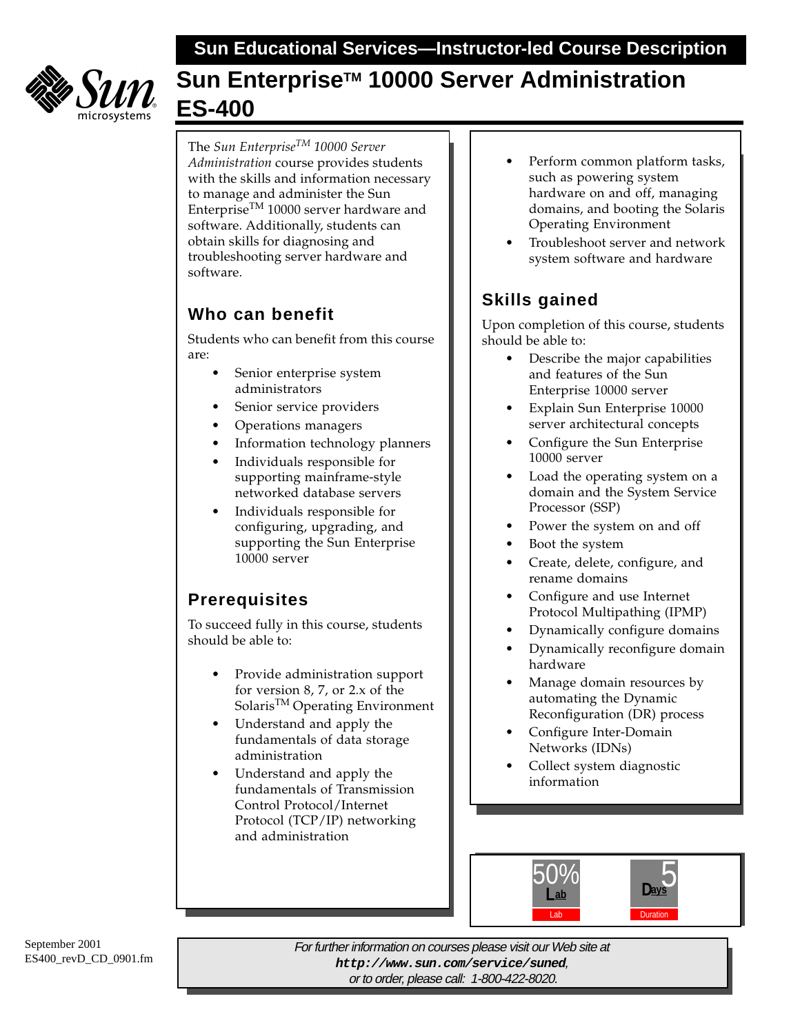Sun Educational Services—Instructor-led Course Description

# Sun Enterprise™ 10000 Server Administration ES-400

The *Sun Enterprise™ 10000 Server Administration* course provides students with the skills and information necessary to manage and administer the Sun Enterprise™ 10000 server hardware and software. Additionally, students can obtain skills for diagnosing and troubleshooting server hardware and software.

## Who can benefit

Students who can benefit from this course are:

- Senior enterprise system administrators
- Senior service providers
- Operations managers
- Information technology planners
- Individuals responsible for supporting mainframe-style networked database servers
- Individuals responsible for configuring, upgrading, and supporting the Sun Enterprise 10000 server

## Prerequisites

To succeed fully in this course, students should be able to:

- Provide administration support for version 8, 7, or 2.x of the Solaris™ Operating Environment
- Understand and apply the fundamentals of data storage administration
- Understand and apply the fundamentals of Transmission Control Protocol/Internet Protocol (TCP/IP) networking and administration
- Perform common platform tasks, such as powering system hardware on and off, managing domains, and booting the Solaris Operating Environment
- Troubleshoot server and network system software and hardware

## Skills gained

Upon completion of this course, students should be able to:

- Describe the major capabilities and features of the Sun Enterprise 10000 server
- Explain Sun Enterprise 10000 server architectural concepts
- Configure the Sun Enterprise 10000 server
- Load the operating system on a domain and the System Service Processor (SSP)
- Power the system on and off
- Boot the system
- Create, delete, configure, and rename domains
- Configure and use Internet Protocol Multipathing (IPMP)
- Dynamically configure domains
- Dynamically reconfigure domain hardware
- Manage domain resources by automating the Dynamic Reconfiguration (DR) process
- Configure Inter-Domain Networks (IDNs)
- Collect system diagnostic information

50% Lab — Lab

5 Days — Duration

September 2001
ES400_revD_CD_0901.fm

*For further information on courses please visit our Web site at* **`http://www.sun.com/service/suned`**, *or to order, please call: 1-800-422-8020.*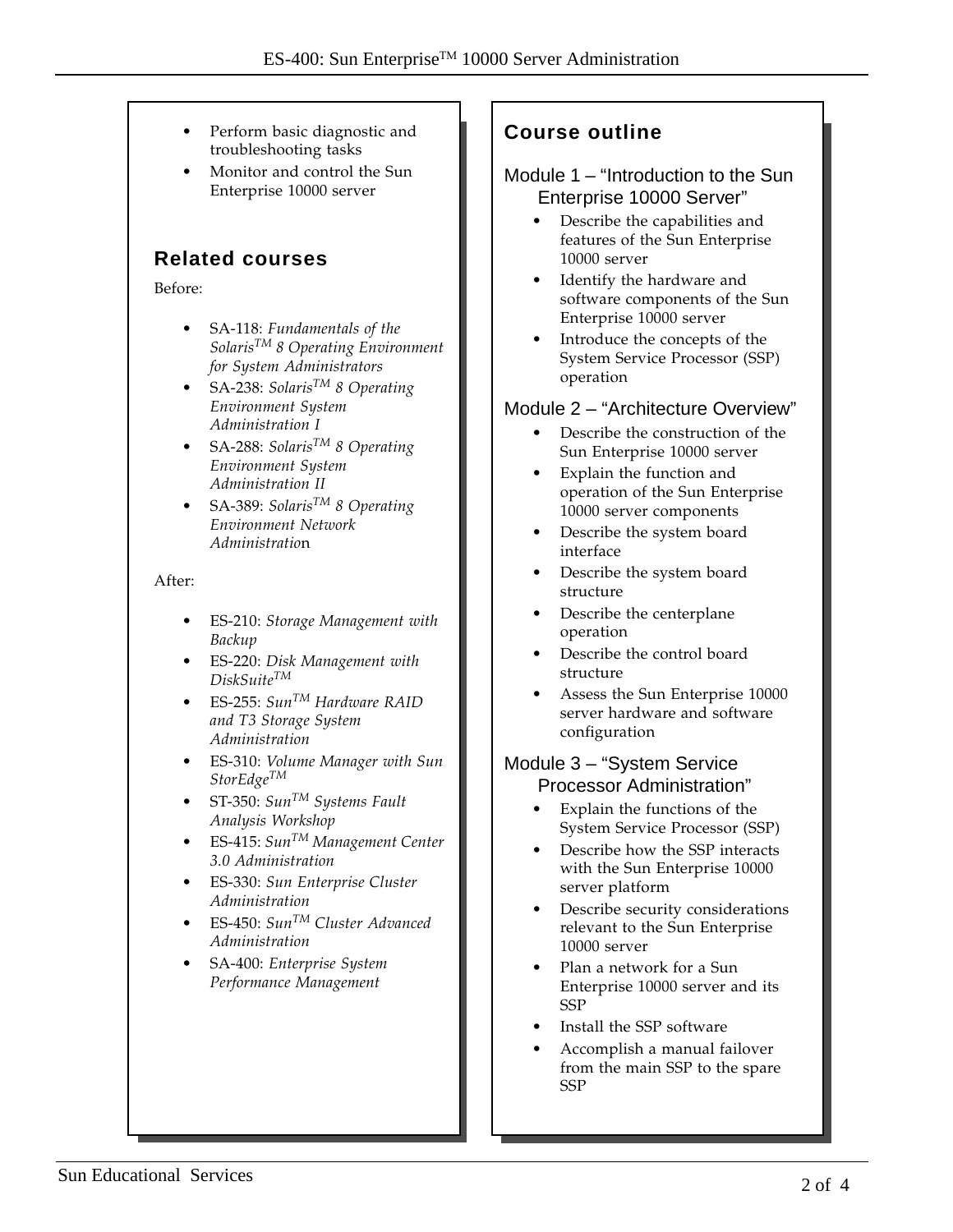- Perform basic diagnostic and troubleshooting tasks
- Monitor and control the Sun Enterprise 10000 server

## Related courses

Before:

- SA-118: *Fundamentals of the Solaris™ 8 Operating Environment for System Administrators*
- SA-238: *Solaris™ 8 Operating Environment System Administration I*
- SA-288: *Solaris™ 8 Operating Environment System Administration II*
- SA-389: *Solaris™ 8 Operating Environment Network Administration*

After:

- ES-210: *Storage Management with Backup*
- ES-220: *Disk Management with DiskSuite™*
- ES-255: *Sun™ Hardware RAID and T3 Storage System Administration*
- ES-310: *Volume Manager with Sun StorEdge™*
- ST-350: *Sun™ Systems Fault Analysis Workshop*
- ES-415: *Sun™ Management Center 3.0 Administration*
- ES-330: *Sun Enterprise Cluster Administration*
- ES-450: *Sun™ Cluster Advanced Administration*
- SA-400: *Enterprise System Performance Management*

## Course outline

### Module 1 – "Introduction to the Sun Enterprise 10000 Server"

- Describe the capabilities and features of the Sun Enterprise 10000 server
- Identify the hardware and software components of the Sun Enterprise 10000 server
- Introduce the concepts of the System Service Processor (SSP) operation

### Module 2 – "Architecture Overview"

- Describe the construction of the Sun Enterprise 10000 server
- Explain the function and operation of the Sun Enterprise 10000 server components
- Describe the system board interface
- Describe the system board structure
- Describe the centerplane operation
- Describe the control board structure
- Assess the Sun Enterprise 10000 server hardware and software configuration

### Module 3 – "System Service Processor Administration"

- Explain the functions of the System Service Processor (SSP)
- Describe how the SSP interacts with the Sun Enterprise 10000 server platform
- Describe security considerations relevant to the Sun Enterprise 10000 server
- Plan a network for a Sun Enterprise 10000 server and its SSP
- Install the SSP software
- Accomplish a manual failover from the main SSP to the spare SSP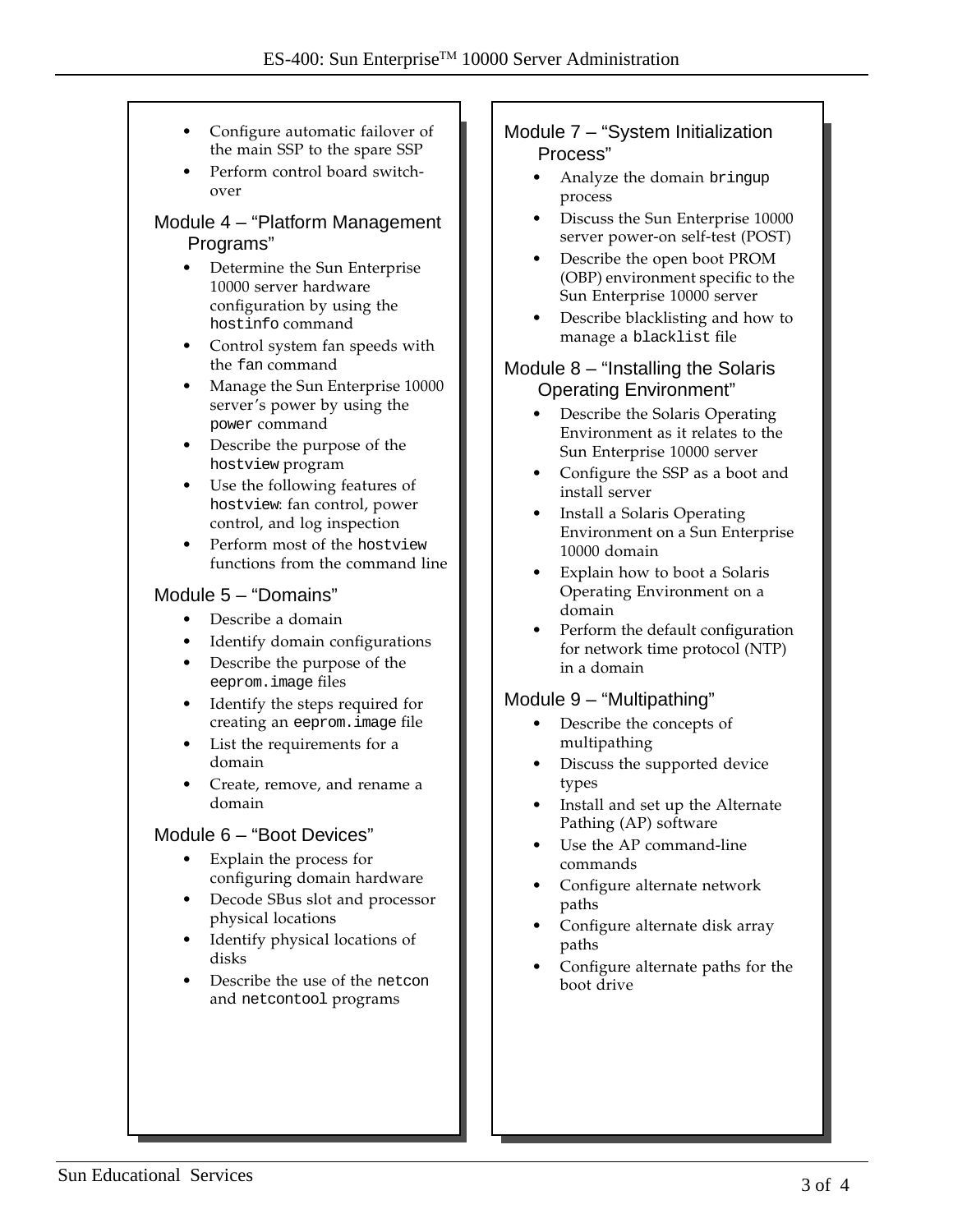- Configure automatic failover of the main SSP to the spare SSP
- Perform control board switch-over

### Module 4 – "Platform Management Programs"

- Determine the Sun Enterprise 10000 server hardware configuration by using the `hostinfo` command
- Control system fan speeds with the `fan` command
- Manage the Sun Enterprise 10000 server's power by using the `power` command
- Describe the purpose of the `hostview` program
- Use the following features of `hostview`: fan control, power control, and log inspection
- Perform most of the `hostview` functions from the command line

### Module 5 – "Domains"

- Describe a domain
- Identify domain configurations
- Describe the purpose of the `eeprom.image` files
- Identify the steps required for creating an `eeprom.image` file
- List the requirements for a domain
- Create, remove, and rename a domain

### Module 6 – "Boot Devices"

- Explain the process for configuring domain hardware
- Decode SBus slot and processor physical locations
- Identify physical locations of disks
- Describe the use of the `netcon` and `netcontool` programs

### Module 7 – "System Initialization Process"

- Analyze the domain `bringup` process
- Discuss the Sun Enterprise 10000 server power-on self-test (POST)
- Describe the open boot PROM (OBP) environment specific to the Sun Enterprise 10000 server
- Describe blacklisting and how to manage a `blacklist` file

### Module 8 – "Installing the Solaris Operating Environment"

- Describe the Solaris Operating Environment as it relates to the Sun Enterprise 10000 server
- Configure the SSP as a boot and install server
- Install a Solaris Operating Environment on a Sun Enterprise 10000 domain
- Explain how to boot a Solaris Operating Environment on a domain
- Perform the default configuration for network time protocol (NTP) in a domain

### Module 9 – "Multipathing"

- Describe the concepts of multipathing
- Discuss the supported device types
- Install and set up the Alternate Pathing (AP) software
- Use the AP command-line commands
- Configure alternate network paths
- Configure alternate disk array paths
- Configure alternate paths for the boot drive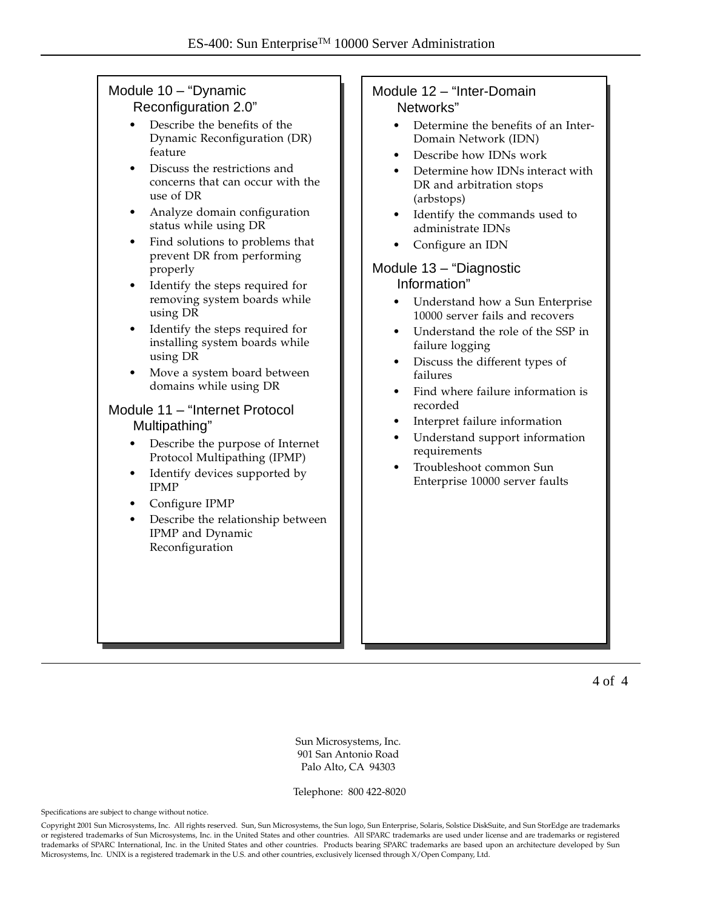### Module 10 – "Dynamic Reconfiguration 2.0"

- Describe the benefits of the Dynamic Reconfiguration (DR) feature
- Discuss the restrictions and concerns that can occur with the use of DR
- Analyze domain configuration status while using DR
- Find solutions to problems that prevent DR from performing properly
- Identify the steps required for removing system boards while using DR
- Identify the steps required for installing system boards while using DR
- Move a system board between domains while using DR

### Module 11 – "Internet Protocol Multipathing"

- Describe the purpose of Internet Protocol Multipathing (IPMP)
- Identify devices supported by IPMP
- Configure IPMP
- Describe the relationship between IPMP and Dynamic Reconfiguration

### Module 12 – "Inter-Domain Networks"

- Determine the benefits of an Inter-Domain Network (IDN)
- Describe how IDNs work
- Determine how IDNs interact with DR and arbitration stops (arbstops)
- Identify the commands used to administrate IDNs
- Configure an IDN

### Module 13 – "Diagnostic Information"

- Understand how a Sun Enterprise 10000 server fails and recovers
- Understand the role of the SSP in failure logging
- Discuss the different types of failures
- Find where failure information is recorded
- Interpret failure information
- Understand support information requirements
- Troubleshoot common Sun Enterprise 10000 server faults

Sun Microsystems, Inc.
901 San Antonio Road
Palo Alto, CA 94303

Telephone: 800 422-8020

Specifications are subject to change without notice.

Copyright 2001 Sun Microsystems, Inc. All rights reserved. Sun, Sun Microsystems, the Sun logo, Sun Enterprise, Solaris, Solstice DiskSuite, and Sun StorEdge are trademarks or registered trademarks of Sun Microsystems, Inc. in the United States and other countries. All SPARC trademarks are used under license and are trademarks or registered trademarks of SPARC International, Inc. in the United States and other countries. Products bearing SPARC trademarks are based upon an architecture developed by Sun Microsystems, Inc. UNIX is a registered trademark in the U.S. and other countries, exclusively licensed through X/Open Company, Ltd.